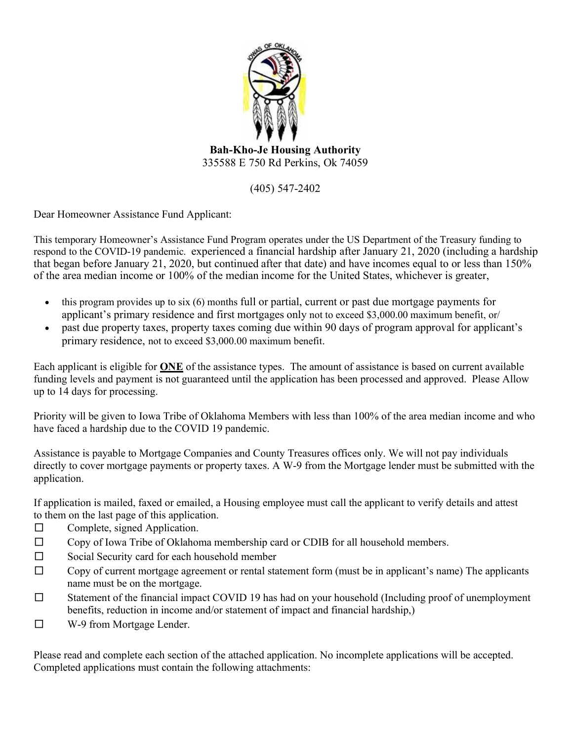**Bah-Kho-Je Housing Authority**
335588 E 750 Rd Perkins, Ok 74059

(405) 547-2402

Dear Homeowner Assistance Fund Applicant:

This temporary Homeowner's Assistance Fund Program operates under the US Department of the Treasury funding to respond to the COVID-19 pandemic. experienced a financial hardship after January 21, 2020 (including a hardship that began before January 21, 2020, but continued after that date) and have incomes equal to or less than 150% of the area median income or 100% of the median income for the United States, whichever is greater,

- this program provides up to six (6) months full or partial, current or past due mortgage payments for applicant's primary residence and first mortgages only not to exceed $3,000.00 maximum benefit, or/
- past due property taxes, property taxes coming due within 90 days of program approval for applicant's primary residence, not to exceed $3,000.00 maximum benefit.

Each applicant is eligible for **ONE** of the assistance types. The amount of assistance is based on current available funding levels and payment is not guaranteed until the application has been processed and approved. Please Allow up to 14 days for processing.

Priority will be given to Iowa Tribe of Oklahoma Members with less than 100% of the area median income and who have faced a hardship due to the COVID 19 pandemic.

Assistance is payable to Mortgage Companies and County Treasures offices only. We will not pay individuals directly to cover mortgage payments or property taxes. A W-9 from the Mortgage lender must be submitted with the application.

If application is mailed, faxed or emailed, a Housing employee must call the applicant to verify details and attest to them on the last page of this application.

- ☐ Complete, signed Application.
- ☐ Copy of Iowa Tribe of Oklahoma membership card or CDIB for all household members.
- ☐ Social Security card for each household member
- ☐ Copy of current mortgage agreement or rental statement form (must be in applicant's name) The applicants name must be on the mortgage.
- ☐ Statement of the financial impact COVID 19 has had on your household (Including proof of unemployment benefits, reduction in income and/or statement of impact and financial hardship,)
- ☐ W-9 from Mortgage Lender.

Please read and complete each section of the attached application. No incomplete applications will be accepted. Completed applications must contain the following attachments: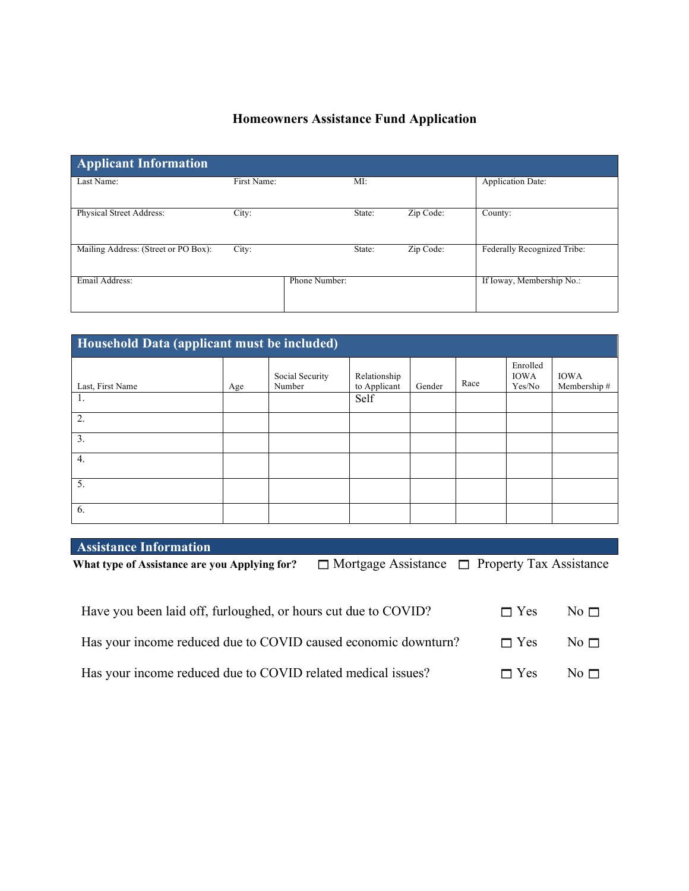# Homeowners Assistance Fund Application

## Applicant Information

| Last Name: | First Name: | MI: | | Application Date: |
|---|---|---|---|---|
| Physical Street Address: | City: | State: | Zip Code: | County: |
| Mailing Address: (Street or PO Box): | City: | State: | Zip Code: | Federally Recognized Tribe: |
| Email Address: | Phone Number: | | | If Ioway, Membership No.: |

## Household Data (applicant must be included)

| Last, First Name | Age | Social Security Number | Relationship to Applicant | Gender | Race | Enrolled IOWA Yes/No | IOWA Membership # |
|---|---|---|---|---|---|---|---|
| 1. | | | Self | | | | |
| 2. | | | | | | | |
| 3. | | | | | | | |
| 4. | | | | | | | |
| 5. | | | | | | | |
| 6. | | | | | | | |

## Assistance Information

**What type of Assistance are you Applying for?** ☐ Mortgage Assistance ☐ Property Tax Assistance

Have you been laid off, furloughed, or hours cut due to COVID? ☐ Yes No ☐

Has your income reduced due to COVID caused economic downturn? ☐ Yes No ☐

Has your income reduced due to COVID related medical issues? ☐ Yes No ☐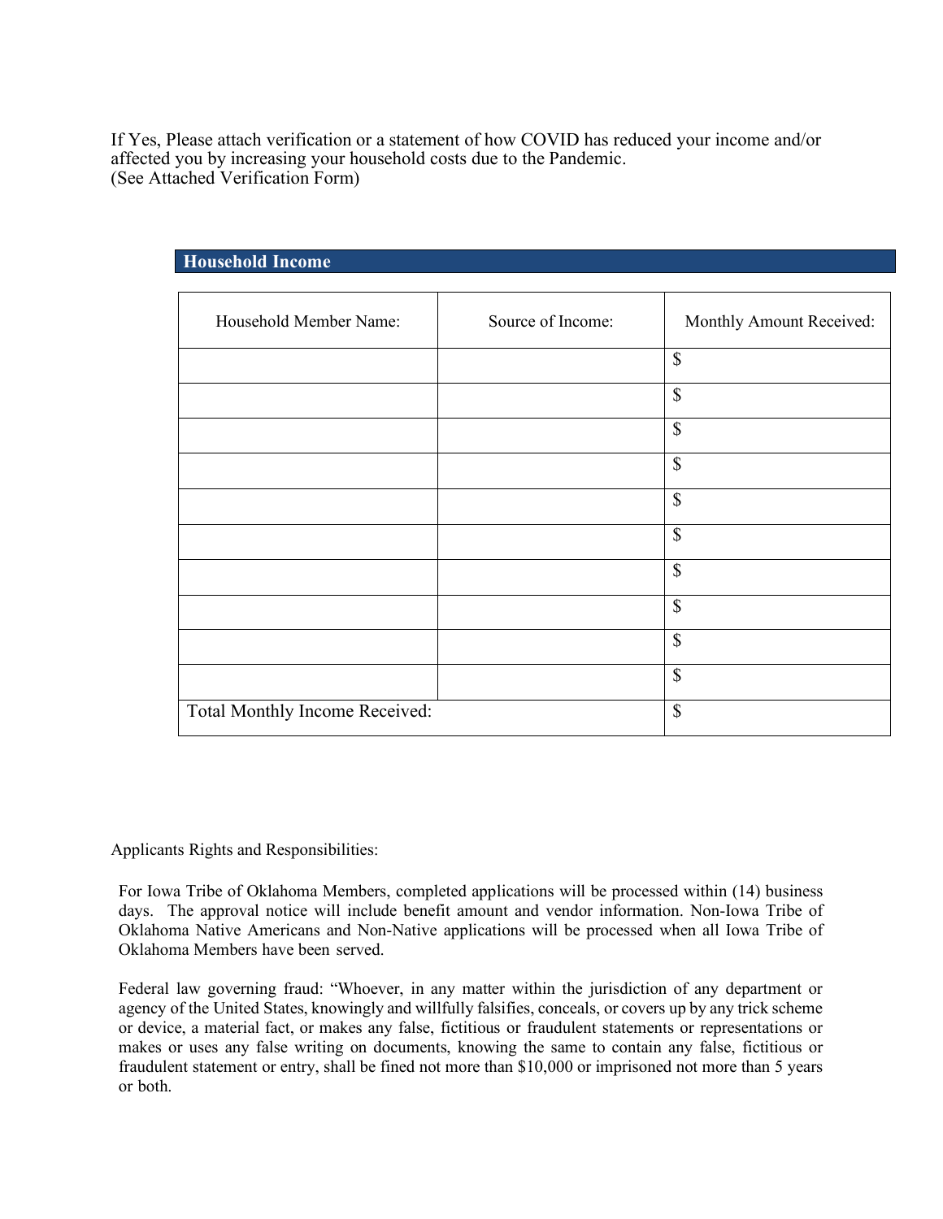If Yes, Please attach verification or a statement of how COVID has reduced your income and/or affected you by increasing your household costs due to the Pandemic.
(See Attached Verification Form)

## Household Income

| Household Member Name: | Source of Income: | Monthly Amount Received: |
|---|---|---|
| | | $ |
| | | $ |
| | | $ |
| | | $ |
| | | $ |
| | | $ |
| | | $ |
| | | $ |
| | | $ |
| | | $ |
| Total Monthly Income Received: | | $ |

Applicants Rights and Responsibilities:

For Iowa Tribe of Oklahoma Members, completed applications will be processed within (14) business days. The approval notice will include benefit amount and vendor information. Non-Iowa Tribe of Oklahoma Native Americans and Non-Native applications will be processed when all Iowa Tribe of Oklahoma Members have been served.

Federal law governing fraud: "Whoever, in any matter within the jurisdiction of any department or agency of the United States, knowingly and willfully falsifies, conceals, or covers up by any trick scheme or device, a material fact, or makes any false, fictitious or fraudulent statements or representations or makes or uses any false writing on documents, knowing the same to contain any false, fictitious or fraudulent statement or entry, shall be fined not more than $10,000 or imprisoned not more than 5 years or both.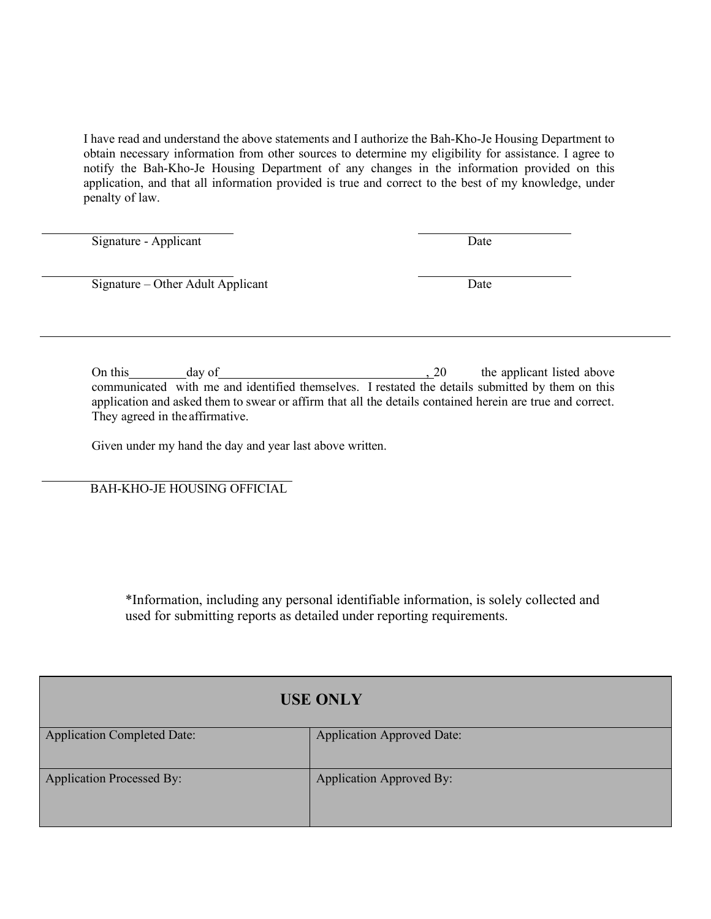I have read and understand the above statements and I authorize the Bah-Kho-Je Housing Department to obtain necessary information from other sources to determine my eligibility for assistance. I agree to notify the Bah-Kho-Je Housing Department of any changes in the information provided on this application, and that all information provided is true and correct to the best of my knowledge, under penalty of law.

\_\_\_\_\_\_\_\_\_\_\_\_\_\_\_\_\_\_\_\_\_\_\_\_\_\_\_\_\_\_ \_\_\_\_\_\_\_\_\_\_\_\_\_\_\_\_\_\_\_\_\_\_\_\_
Signature - Applicant Date

\_\_\_\_\_\_\_\_\_\_\_\_\_\_\_\_\_\_\_\_\_\_\_\_\_\_\_\_\_\_ \_\_\_\_\_\_\_\_\_\_\_\_\_\_\_\_\_\_\_\_\_\_\_\_
Signature – Other Adult Applicant Date

---

On this\_\_\_\_\_\_\_\_\_day of\_\_\_\_\_\_\_\_\_\_\_\_\_\_\_\_\_\_\_\_\_\_\_\_\_\_\_\_\_\_\_\_\_\_, 20\_\_\_\_ the applicant listed above communicated with me and identified themselves. I restated the details submitted by them on this application and asked them to swear or affirm that all the details contained herein are true and correct. They agreed in the affirmative.

Given under my hand the day and year last above written.

\_\_\_\_\_\_\_\_\_\_\_\_\_\_\_\_\_\_\_\_\_\_\_\_\_\_\_\_\_\_\_\_\_\_\_\_\_\_\_
BAH-KHO-JE HOUSING OFFICIAL

*Information, including any personal identifiable information, is solely collected and used for submitting reports as detailed under reporting requirements.

| USE ONLY | |
|---|---|
| Application Completed Date: | Application Approved Date: |
| Application Processed By: | Application Approved By: |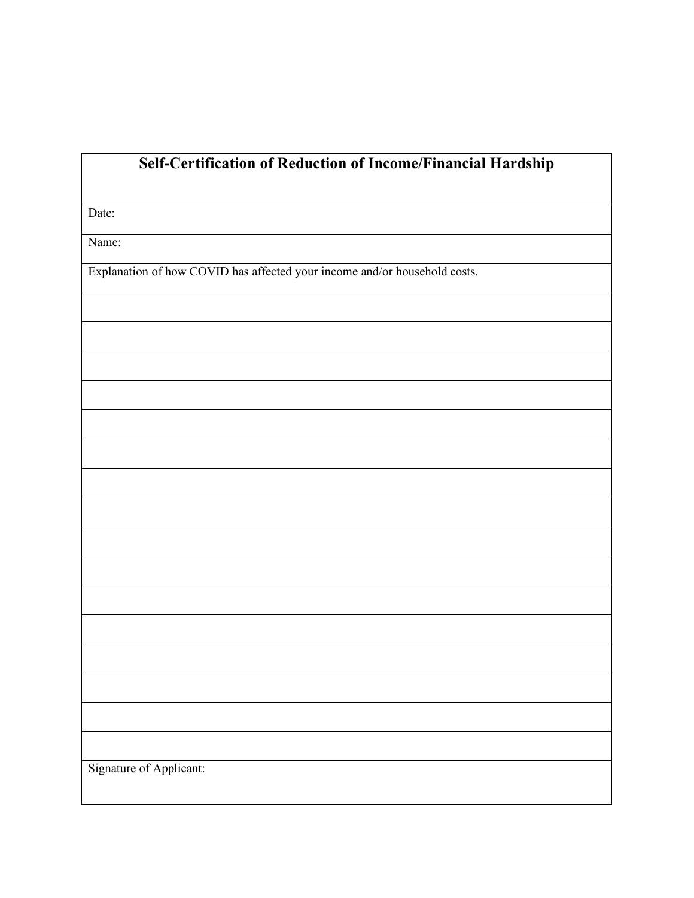| Self-Certification of Reduction of Income/Financial Hardship |
|---|
| Date: |
| Name: |
| Explanation of how COVID has affected your income and/or household costs. |
| |
| |
| |
| |
| |
| |
| |
| |
| |
| |
| |
| |
| |
| |
| |
| |
| Signature of Applicant: |